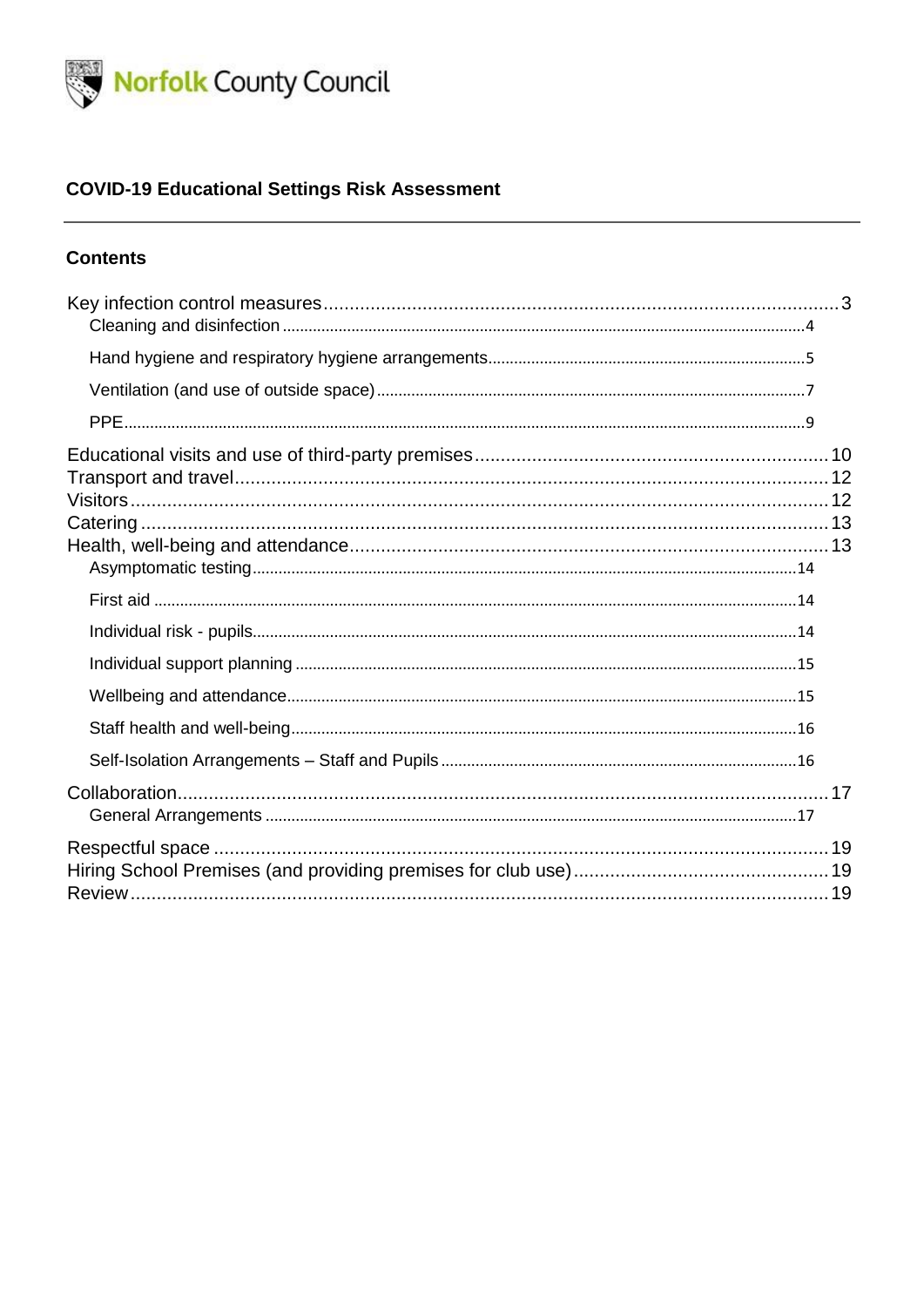Norfolk County Council

**COVID-19 Educational Settings Risk Assessment**

---

**Contents**

Key infection control measures .......... 3
- Cleaning and disinfection .......... 4
- Hand hygiene and respiratory hygiene arrangements .......... 5
- Ventilation (and use of outside space) .......... 7
- PPE .......... 9

Educational visits and use of third-party premises .......... 10
Transport and travel .......... 12
Visitors .......... 12
Catering .......... 13
Health, well-being and attendance .......... 13
- Asymptomatic testing .......... 14
- First aid .......... 14
- Individual risk - pupils .......... 14
- Individual support planning .......... 15
- Wellbeing and attendance .......... 15
- Staff health and well-being .......... 16
- Self-Isolation Arrangements – Staff and Pupils .......... 16

Collaboration .......... 17
- General Arrangements .......... 17

Respectful space .......... 19
Hiring School Premises (and providing premises for club use) .......... 19
Review .......... 19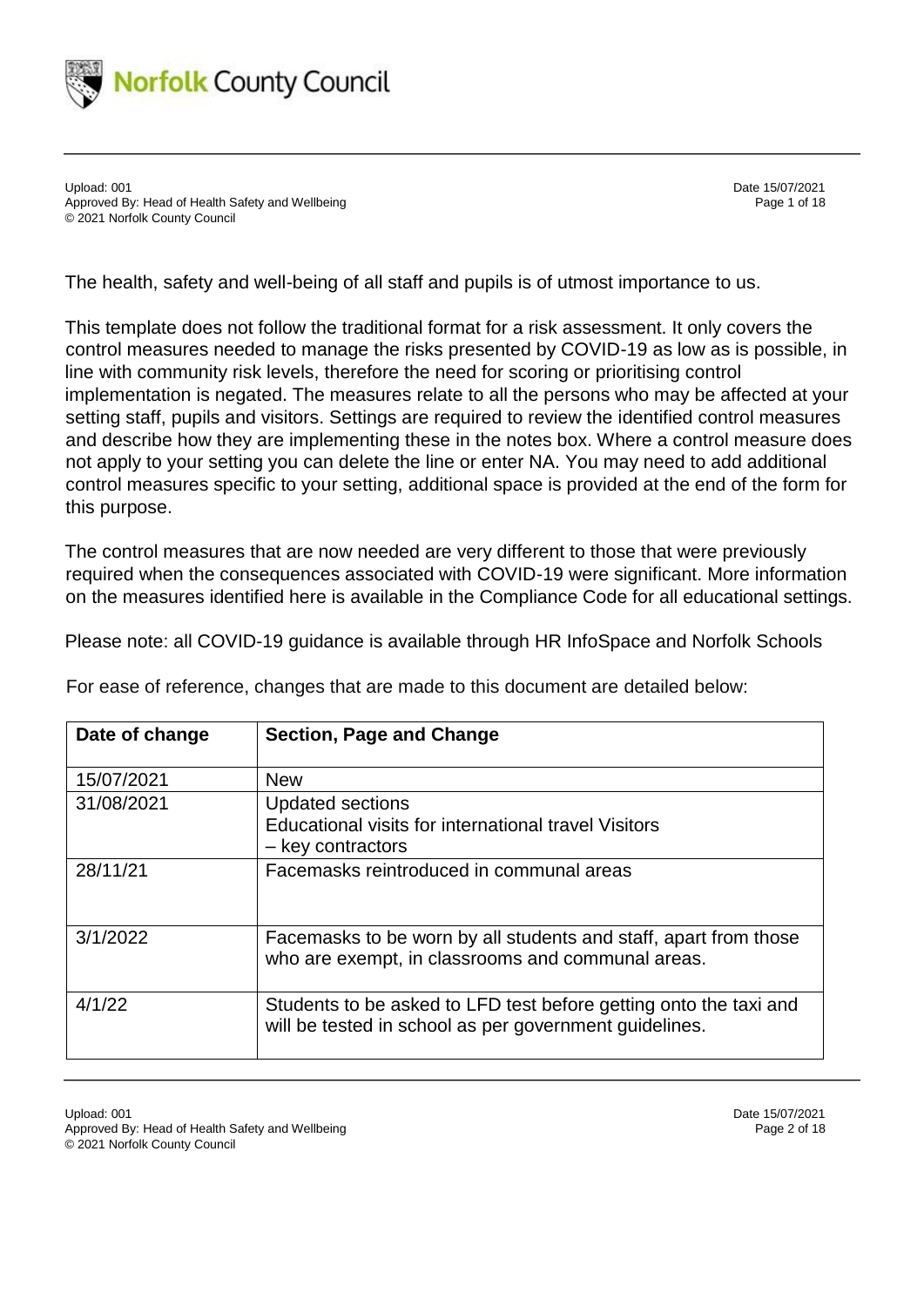The health, safety and well-being of all staff and pupils is of utmost importance to us.

This template does not follow the traditional format for a risk assessment. It only covers the control measures needed to manage the risks presented by COVID-19 as low as is possible, in line with community risk levels, therefore the need for scoring or prioritising control implementation is negated. The measures relate to all the persons who may be affected at your setting staff, pupils and visitors. Settings are required to review the identified control measures and describe how they are implementing these in the notes box. Where a control measure does not apply to your setting you can delete the line or enter NA. You may need to add additional control measures specific to your setting, additional space is provided at the end of the form for this purpose.

The control measures that are now needed are very different to those that were previously required when the consequences associated with COVID-19 were significant. More information on the measures identified here is available in the Compliance Code for all educational settings.

Please note: all COVID-19 guidance is available through HR InfoSpace and Norfolk Schools

For ease of reference, changes that are made to this document are detailed below:

| Date of change | Section, Page and Change |
|---|---|
| 15/07/2021 | New |
| 31/08/2021 | Updated sections<br>Educational visits for international travel Visitors – key contractors |
| 28/11/21 | Facemasks reintroduced in communal areas |
| 3/1/2022 | Facemasks to be worn by all students and staff, apart from those who are exempt, in classrooms and communal areas. |
| 4/1/22 | Students to be asked to LFD test before getting onto the taxi and will be tested in school as per government guidelines. |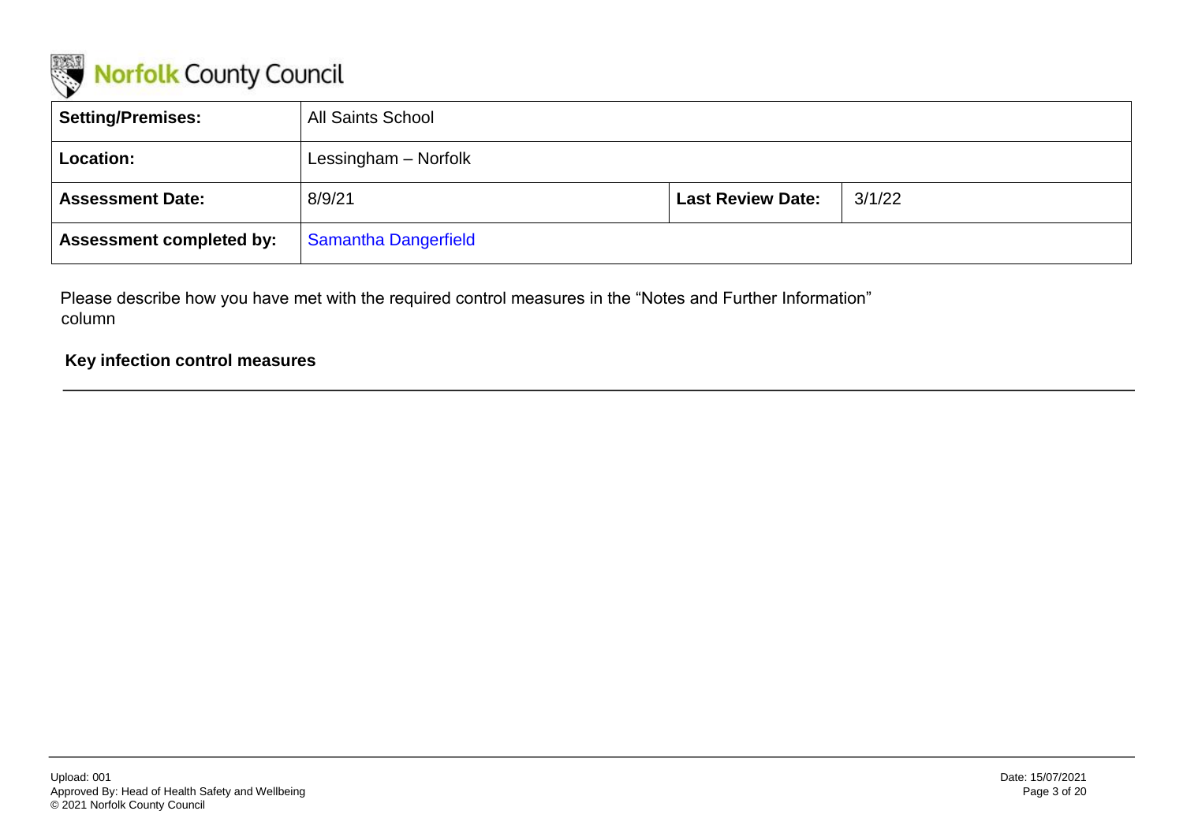Norfolk County Council

| Setting/Premises: | All Saints School | | |
| --- | --- | --- | --- |
| Location: | Lessingham – Norfolk | | |
| Assessment Date: | 8/9/21 | Last Review Date: | 3/1/22 |
| Assessment completed by: | Samantha Dangerfield | | |

Please describe how you have met with the required control measures in the "Notes and Further Information" column

**Key infection control measures**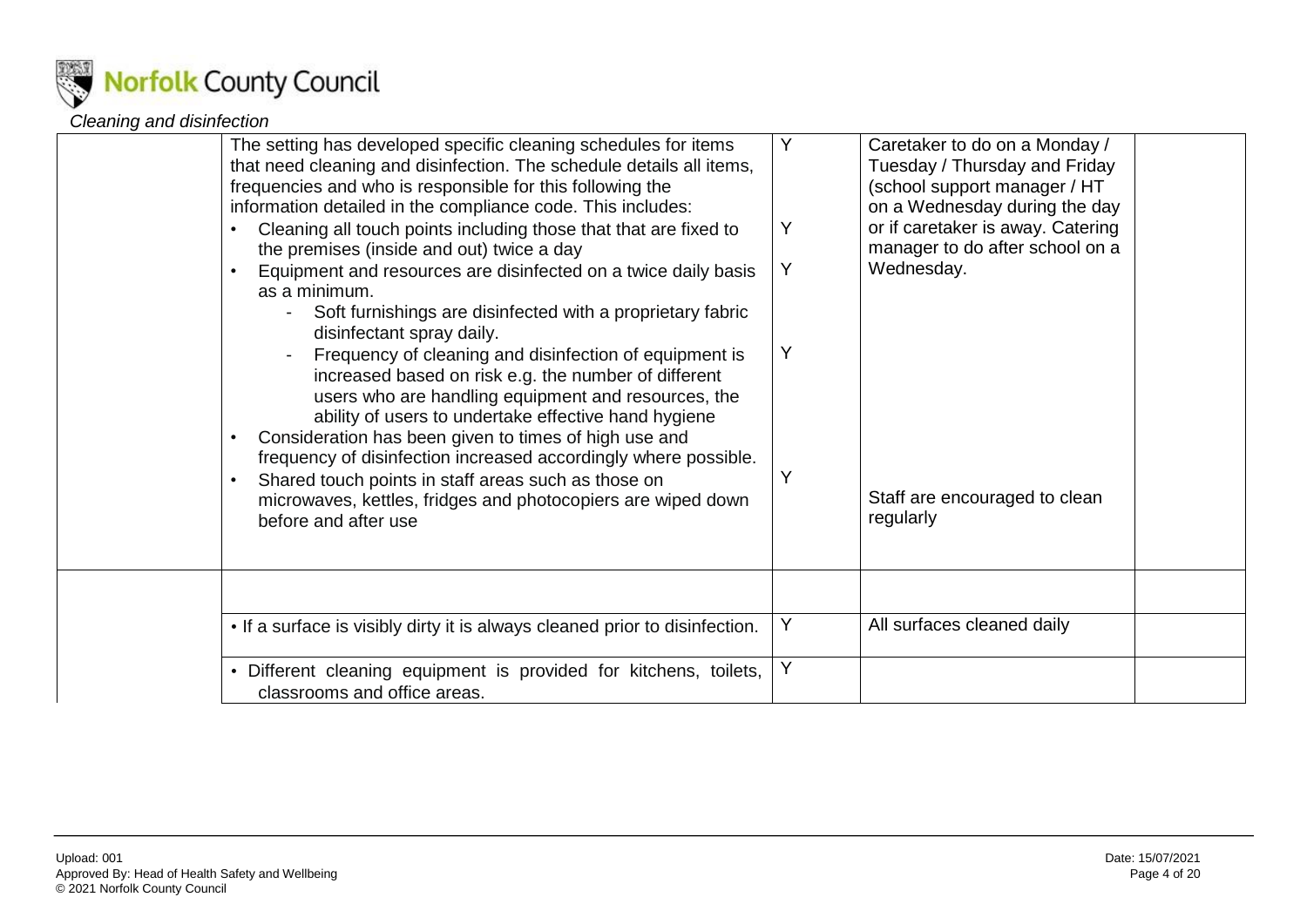*Cleaning and disinfection*

| | | | | |
|---|---|---|---|---|
| | The setting has developed specific cleaning schedules for items that need cleaning and disinfection. The schedule details all items, frequencies and who is responsible for this following the information detailed in the compliance code. This includes:<br>• Cleaning all touch points including those that that are fixed to the premises (inside and out) twice a day<br>• Equipment and resources are disinfected on a twice daily basis as a minimum.<br>- Soft furnishings are disinfected with a proprietary fabric disinfectant spray daily.<br>- Frequency of cleaning and disinfection of equipment is increased based on risk e.g. the number of different users who are handling equipment and resources, the ability of users to undertake effective hand hygiene<br>• Consideration has been given to times of high use and frequency of disinfection increased accordingly where possible.<br>• Shared touch points in staff areas such as those on microwaves, kettles, fridges and photocopiers are wiped down before and after use | Y<br>Y<br>Y<br>Y<br>Y | Caretaker to do on a Monday / Tuesday / Thursday and Friday (school support manager / HT on a Wednesday during the day or if caretaker is away. Catering manager to do after school on a Wednesday.<br><br>Staff are encouraged to clean regularly | |
| | | | | |
| | • If a surface is visibly dirty it is always cleaned prior to disinfection. | Y | All surfaces cleaned daily | |
| | • Different cleaning equipment is provided for kitchens, toilets, classrooms and office areas. | Y | | |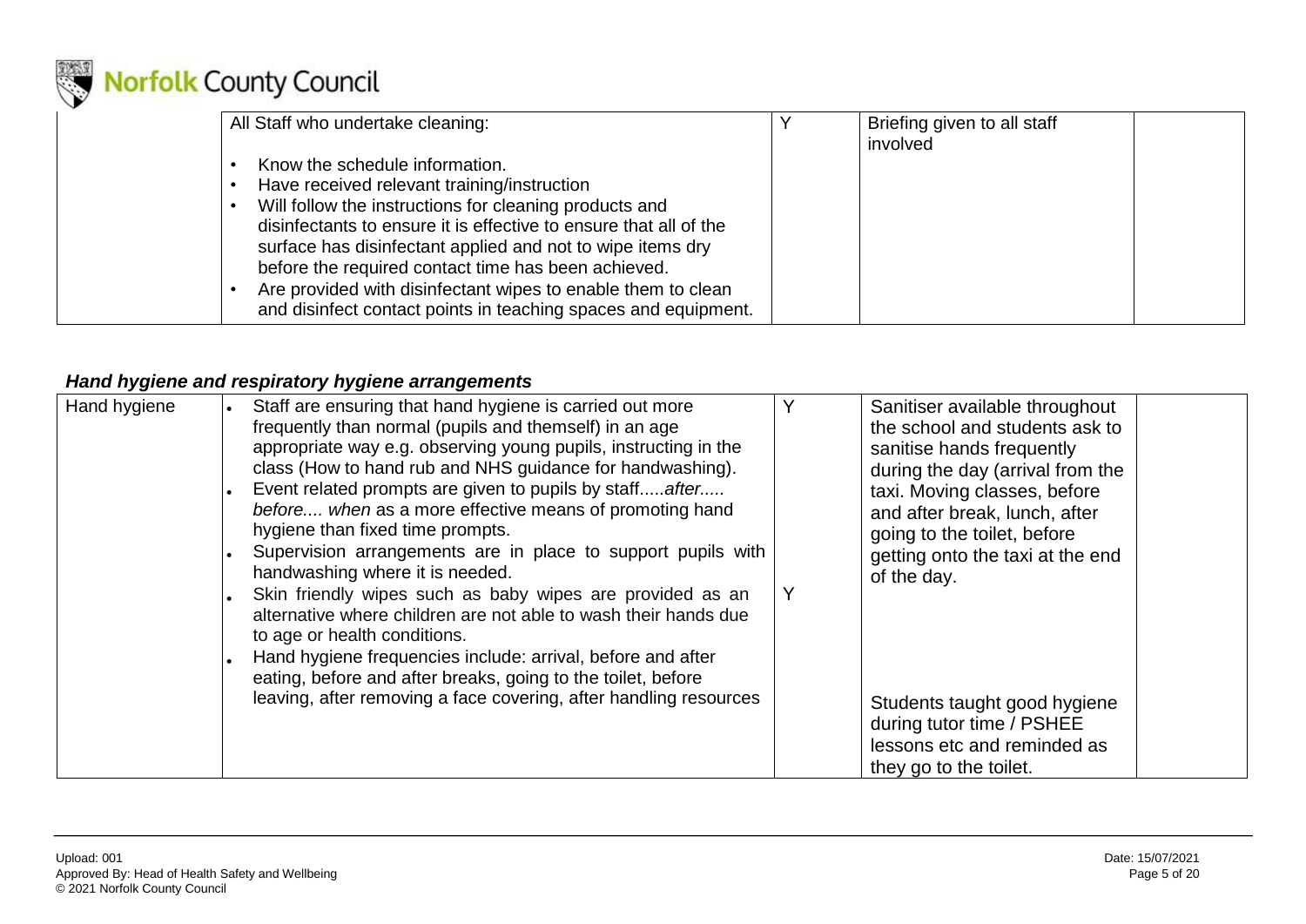| | All Staff who undertake cleaning:<br><br>• Know the schedule information.<br>• Have received relevant training/instruction<br>• Will follow the instructions for cleaning products and disinfectants to ensure it is effective to ensure that all of the surface has disinfectant applied and not to wipe items dry before the required contact time has been achieved.<br>• Are provided with disinfectant wipes to enable them to clean and disinfect contact points in teaching spaces and equipment. | Y | Briefing given to all staff involved | |
|---|---|---|---|---|

### *Hand hygiene and respiratory hygiene arrangements*

| Hand hygiene | • Staff are ensuring that hand hygiene is carried out more frequently than normal (pupils and themself) in an age appropriate way e.g. observing young pupils, instructing in the class (How to hand rub and NHS guidance for handwashing).<br>• Event related prompts are given to pupils by staff.....*after..... before.... when* as a more effective means of promoting hand hygiene than fixed time prompts.<br>• Supervision arrangements are in place to support pupils with handwashing where it is needed.<br>• Skin friendly wipes such as baby wipes are provided as an alternative where children are not able to wash their hands due to age or health conditions.<br>• Hand hygiene frequencies include: arrival, before and after eating, before and after breaks, going to the toilet, before leaving, after removing a face covering, after handling resources | Y<br><br>Y | Sanitiser available throughout the school and students ask to sanitise hands frequently during the day (arrival from the taxi. Moving classes, before and after break, lunch, after going to the toilet, before getting onto the taxi at the end of the day.<br><br>Students taught good hygiene during tutor time / PSHEE lessons etc and reminded as they go to the toilet. | |
|---|---|---|---|---|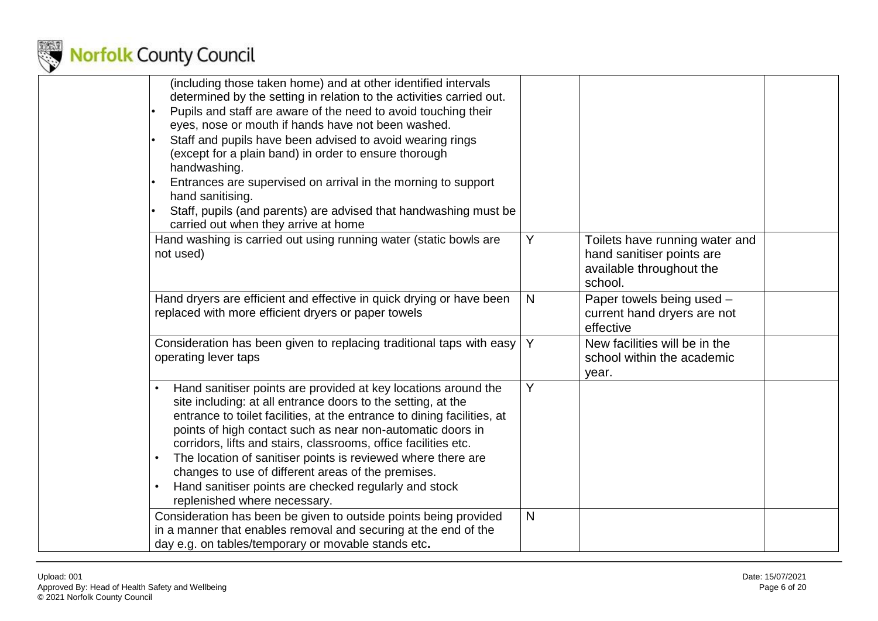| | | | | |
|---|---|---|---|---|
| | (including those taken home) and at other identified intervals determined by the setting in relation to the activities carried out.<br>• Pupils and staff are aware of the need to avoid touching their eyes, nose or mouth if hands have not been washed.<br>• Staff and pupils have been advised to avoid wearing rings (except for a plain band) in order to ensure thorough handwashing.<br>• Entrances are supervised on arrival in the morning to support hand sanitising.<br>• Staff, pupils (and parents) are advised that handwashing must be carried out when they arrive at home | | | |
| | Hand washing is carried out using running water (static bowls are not used) | Y | Toilets have running water and hand sanitiser points are available throughout the school. | |
| | Hand dryers are efficient and effective in quick drying or have been replaced with more efficient dryers or paper towels | N | Paper towels being used – current hand dryers are not effective | |
| | Consideration has been given to replacing traditional taps with easy operating lever taps | Y | New facilities will be in the school within the academic year. | |
| | • Hand sanitiser points are provided at key locations around the site including: at all entrance doors to the setting, at the entrance to toilet facilities, at the entrance to dining facilities, at points of high contact such as near non-automatic doors in corridors, lifts and stairs, classrooms, office facilities etc.<br>• The location of sanitiser points is reviewed where there are changes to use of different areas of the premises.<br>• Hand sanitiser points are checked regularly and stock replenished where necessary. | Y | | |
| | Consideration has been be given to outside points being provided in a manner that enables removal and securing at the end of the day e.g. on tables/temporary or movable stands etc**.** | N | | |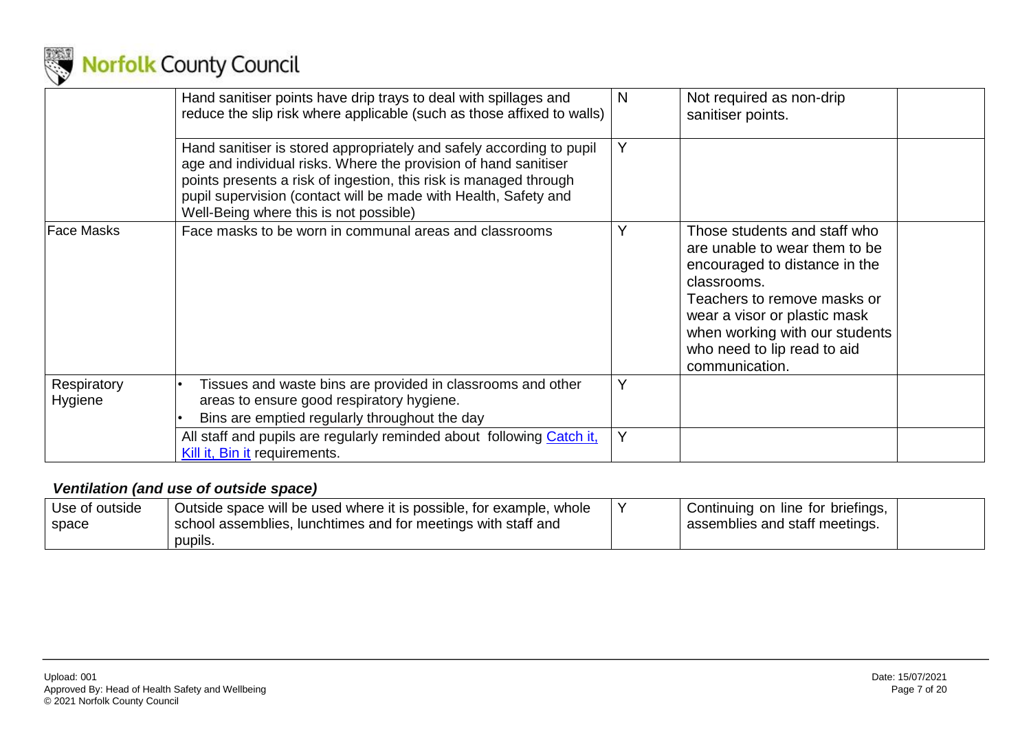| | | | | |
|---|---|---|---|---|
| | Hand sanitiser points have drip trays to deal with spillages and reduce the slip risk where applicable (such as those affixed to walls) | N | Not required as non-drip sanitiser points. | |
| | Hand sanitiser is stored appropriately and safely according to pupil age and individual risks. Where the provision of hand sanitiser points presents a risk of ingestion, this risk is managed through pupil supervision (contact will be made with Health, Safety and Well-Being where this is not possible) | Y | | |
| Face Masks | Face masks to be worn in communal areas and classrooms | Y | Those students and staff who are unable to wear them to be encouraged to distance in the classrooms.<br>Teachers to remove masks or wear a visor or plastic mask when working with our students who need to lip read to aid communication. | |
| Respiratory Hygiene | • Tissues and waste bins are provided in classrooms and other areas to ensure good respiratory hygiene.<br>• Bins are emptied regularly throughout the day | Y | | |
| | All staff and pupils are regularly reminded about following Catch it, Kill it, Bin it requirements. | Y | | |

### *Ventilation (and use of outside space)*

| | | | | |
|---|---|---|---|---|
| Use of outside space | Outside space will be used where it is possible, for example, whole school assemblies, lunchtimes and for meetings with staff and pupils. | Y | Continuing on line for briefings, assemblies and staff meetings. | |

Upload: 001
Approved By: Head of Health Safety and Wellbeing
© 2021 Norfolk County Council
Date: 15/07/2021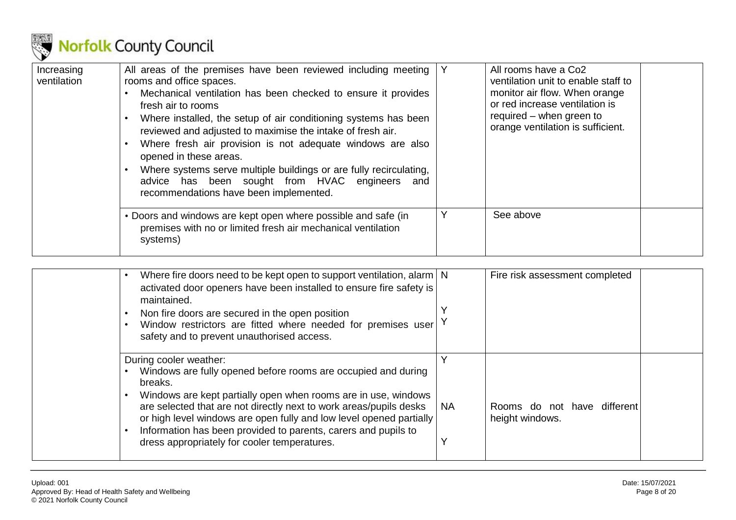| | | | | |
|---|---|---|---|---|
| Increasing ventilation | All areas of the premises have been reviewed including meeting rooms and office spaces.<br>• Mechanical ventilation has been checked to ensure it provides fresh air to rooms<br>• Where installed, the setup of air conditioning systems has been reviewed and adjusted to maximise the intake of fresh air.<br>• Where fresh air provision is not adequate windows are also opened in these areas.<br>• Where systems serve multiple buildings or are fully recirculating, advice has been sought from HVAC engineers and recommendations have been implemented. | Y | All rooms have a Co2 ventilation unit to enable staff to monitor air flow. When orange or red increase ventilation is required – when green to orange ventilation is sufficient. | |
| | • Doors and windows are kept open where possible and safe (in premises with no or limited fresh air mechanical ventilation systems) | Y | See above | |
| | • Where fire doors need to be kept open to support ventilation, alarm activated door openers have been installed to ensure fire safety is maintained.<br>• Non fire doors are secured in the open position<br>• Window restrictors are fitted where needed for premises user safety and to prevent unauthorised access. | N<br><br>Y<br>Y | Fire risk assessment completed | |
| | During cooler weather:<br>• Windows are fully opened before rooms are occupied and during breaks.<br>• Windows are kept partially open when rooms are in use, windows are selected that are not directly next to work areas/pupils desks or high level windows are open fully and low level opened partially<br>• Information has been provided to parents, carers and pupils to dress appropriately for cooler temperatures. | Y<br><br>NA<br><br>Y | Rooms do not have different height windows. | |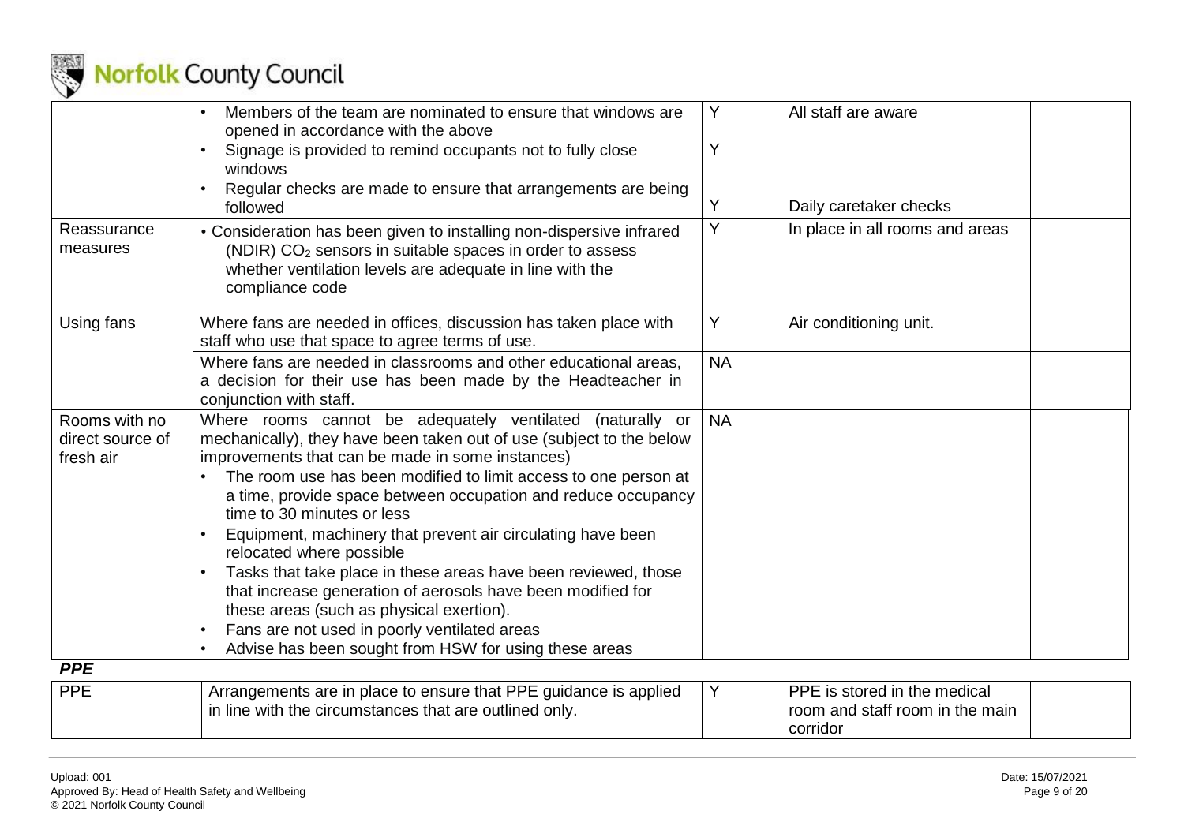| | | | | |
|---|---|---|---|---|
| | • Members of the team are nominated to ensure that windows are opened in accordance with the above<br>• Signage is provided to remind occupants not to fully close windows<br>• Regular checks are made to ensure that arrangements are being followed | Y<br><br>Y<br><br>Y | All staff are aware<br><br><br><br>Daily caretaker checks | |
| Reassurance measures | • Consideration has been given to installing non-dispersive infrared (NDIR) $CO_2$ sensors in suitable spaces in order to assess whether ventilation levels are adequate in line with the compliance code | Y | In place in all rooms and areas | |
| Using fans | Where fans are needed in offices, discussion has taken place with staff who use that space to agree terms of use. | Y | Air conditioning unit. | |
| | Where fans are needed in classrooms and other educational areas, a decision for their use has been made by the Headteacher in conjunction with staff. | NA | | |
| Rooms with no direct source of fresh air | Where rooms cannot be adequately ventilated (naturally or mechanically), they have been taken out of use (subject to the below improvements that can be made in some instances)<br>• The room use has been modified to limit access to one person at a time, provide space between occupation and reduce occupancy time to 30 minutes or less<br>• Equipment, machinery that prevent air circulating have been relocated where possible<br>• Tasks that take place in these areas have been reviewed, those that increase generation of aerosols have been modified for these areas (such as physical exertion).<br>• Fans are not used in poorly ventilated areas<br>• Advise has been sought from HSW for using these areas | NA | | |

***PPE***

| | | | | |
|---|---|---|---|---|
| PPE | Arrangements are in place to ensure that PPE guidance is applied in line with the circumstances that are outlined only. | Y | PPE is stored in the medical room and staff room in the main corridor | |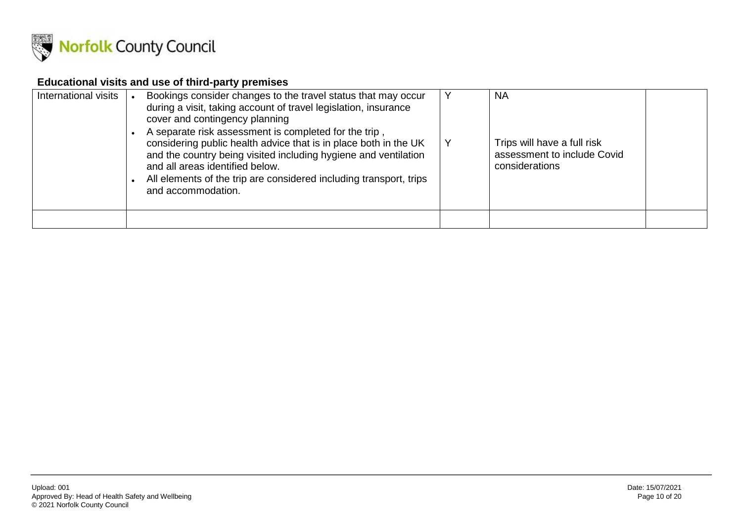## Educational visits and use of third-party premises

| | | | | |
|---|---|---|---|---|
| International visits | • Bookings consider changes to the travel status that may occur during a visit, taking account of travel legislation, insurance cover and contingency planning<br>• A separate risk assessment is completed for the trip , considering public health advice that is in place both in the UK and the country being visited including hygiene and ventilation and all areas identified below.<br>• All elements of the trip are considered including transport, trips and accommodation. | Y<br><br>Y | NA<br><br>Trips will have a full risk assessment to include Covid considerations | |
| | | | | |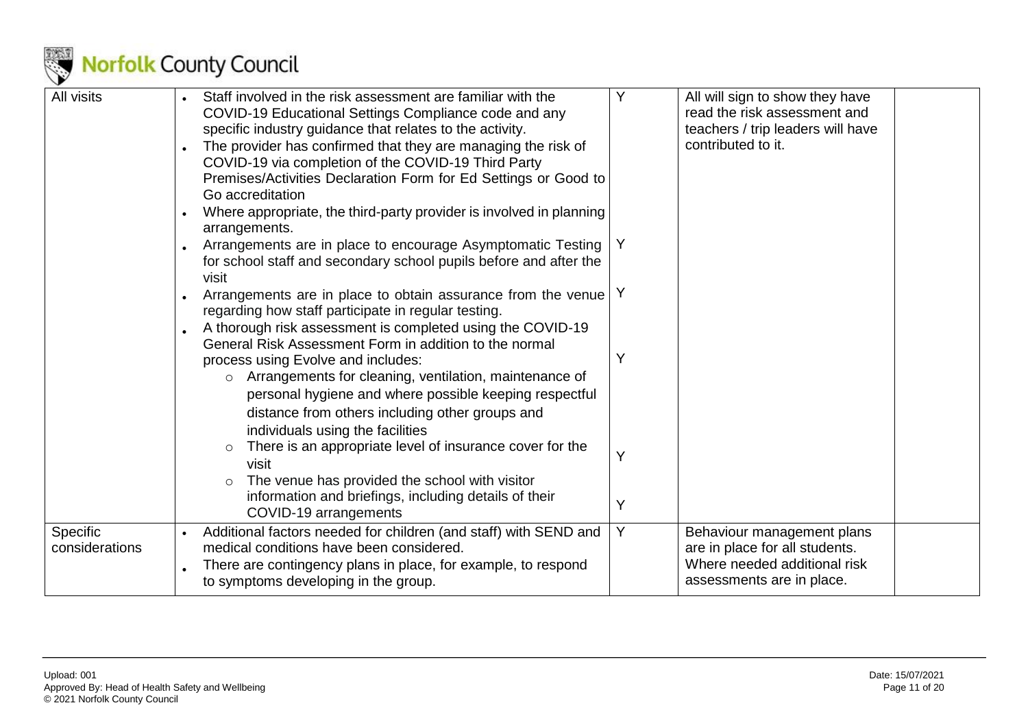| | | | | |
|---|---|---|---|---|
| All visits | • Staff involved in the risk assessment are familiar with the COVID-19 Educational Settings Compliance code and any specific industry guidance that relates to the activity.<br>• The provider has confirmed that they are managing the risk of COVID-19 via completion of the COVID-19 Third Party Premises/Activities Declaration Form for Ed Settings or Good to Go accreditation<br>• Where appropriate, the third-party provider is involved in planning arrangements.<br>• Arrangements are in place to encourage Asymptomatic Testing for school staff and secondary school pupils before and after the visit<br>• Arrangements are in place to obtain assurance from the venue regarding how staff participate in regular testing.<br>• A thorough risk assessment is completed using the COVID-19 General Risk Assessment Form in addition to the normal process using Evolve and includes:<br>  ○ Arrangements for cleaning, ventilation, maintenance of personal hygiene and where possible keeping respectful distance from others including other groups and individuals using the facilities<br>  ○ There is an appropriate level of insurance cover for the visit<br>  ○ The venue has provided the school with visitor information and briefings, including details of their COVID-19 arrangements | Y<br>Y<br>Y<br>Y<br>Y<br>Y | All will sign to show they have read the risk assessment and teachers / trip leaders will have contributed to it. | |
| Specific considerations | • Additional factors needed for children (and staff) with SEND and medical conditions have been considered.<br>• There are contingency plans in place, for example, to respond to symptoms developing in the group. | Y | Behaviour management plans are in place for all students. Where needed additional risk assessments are in place. | |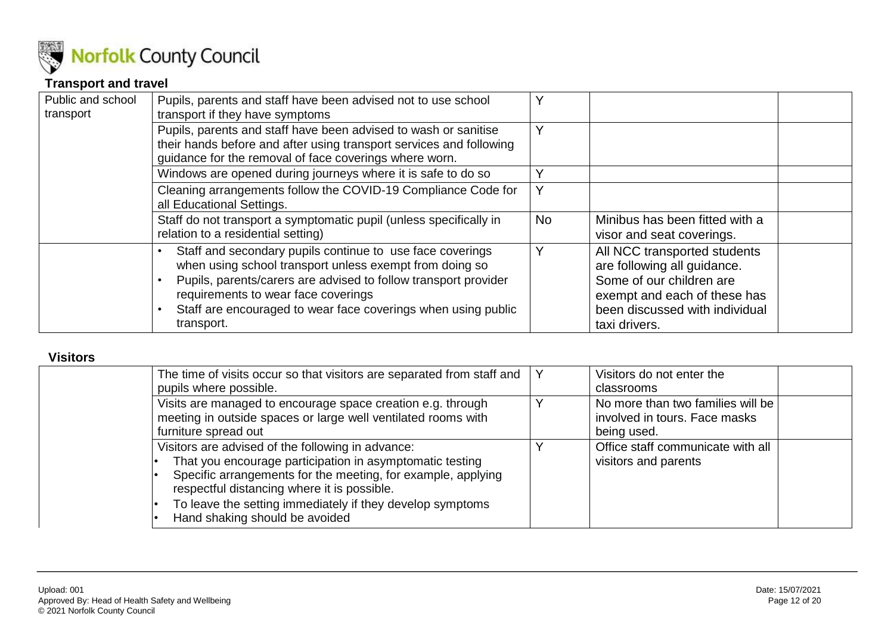## Transport and travel

| | | | | |
|---|---|---|---|---|
| Public and school transport | Pupils, parents and staff have been advised not to use school transport if they have symptoms | Y | | |
| | Pupils, parents and staff have been advised to wash or sanitise their hands before and after using transport services and following guidance for the removal of face coverings where worn. | Y | | |
| | Windows are opened during journeys where it is safe to do so | Y | | |
| | Cleaning arrangements follow the COVID-19 Compliance Code for all Educational Settings. | Y | | |
| | Staff do not transport a symptomatic pupil (unless specifically in relation to a residential setting) | No | Minibus has been fitted with a visor and seat coverings. | |
| | • Staff and secondary pupils continue to use face coverings when using school transport unless exempt from doing so<br>• Pupils, parents/carers are advised to follow transport provider requirements to wear face coverings<br>• Staff are encouraged to wear face coverings when using public transport. | Y | All NCC transported students are following all guidance. Some of our children are exempt and each of these has been discussed with individual taxi drivers. | |

## Visitors

| | | | | |
|---|---|---|---|---|
| | The time of visits occur so that visitors are separated from staff and pupils where possible. | Y | Visitors do not enter the classrooms | |
| | Visits are managed to encourage space creation e.g. through meeting in outside spaces or large well ventilated rooms with furniture spread out | Y | No more than two families will be involved in tours. Face masks being used. | |
| | Visitors are advised of the following in advance:<br>• That you encourage participation in asymptomatic testing<br>• Specific arrangements for the meeting, for example, applying respectful distancing where it is possible.<br>• To leave the setting immediately if they develop symptoms<br>• Hand shaking should be avoided | Y | Office staff communicate with all visitors and parents | |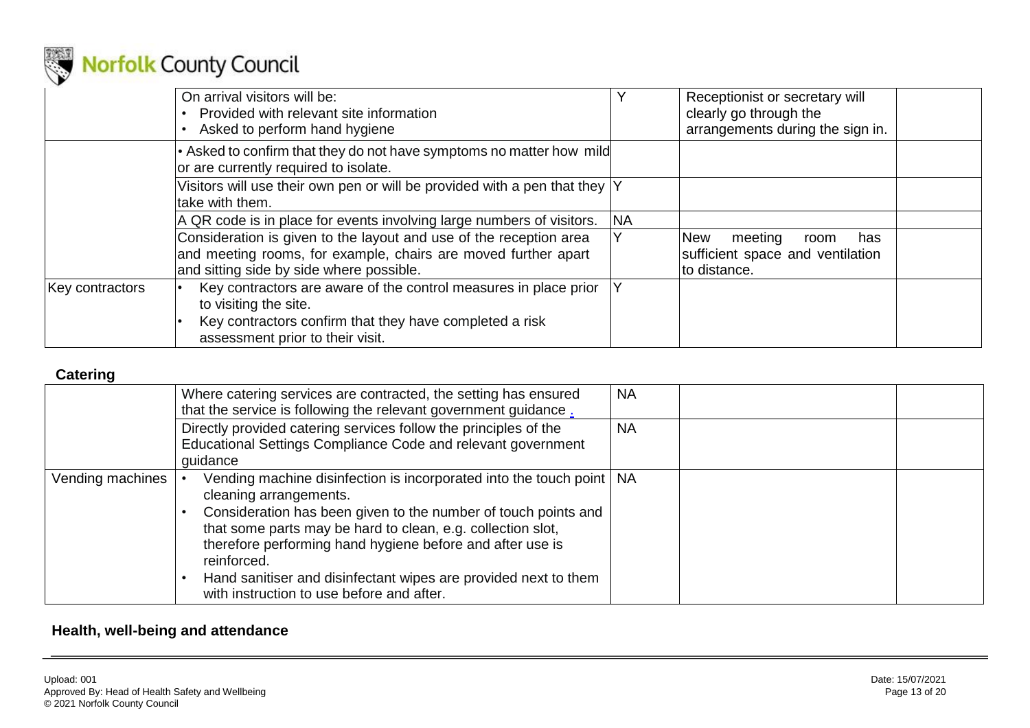| | | | | |
|---|---|---|---|---|
| | On arrival visitors will be:<br>• Provided with relevant site information<br>• Asked to perform hand hygiene | Y | Receptionist or secretary will clearly go through the arrangements during the sign in. | |
| | • Asked to confirm that they do not have symptoms no matter how mild or are currently required to isolate. | | | |
| | Visitors will use their own pen or will be provided with a pen that they take with them. | Y | | |
| | A QR code is in place for events involving large numbers of visitors. | NA | | |
| | Consideration is given to the layout and use of the reception area and meeting rooms, for example, chairs are moved further apart and sitting side by side where possible. | Y | New meeting room has sufficient space and ventilation to distance. | |
| Key contractors | • Key contractors are aware of the control measures in place prior to visiting the site.<br>• Key contractors confirm that they have completed a risk assessment prior to their visit. | Y | | |

**Catering**

| | | | | |
|---|---|---|---|---|
| | Where catering services are contracted, the setting has ensured that the service is following the relevant government guidance . | NA | | |
| | Directly provided catering services follow the principles of the Educational Settings Compliance Code and relevant government guidance | NA | | |
| Vending machines | • Vending machine disinfection is incorporated into the touch point cleaning arrangements.<br>• Consideration has been given to the number of touch points and that some parts may be hard to clean, e.g. collection slot, therefore performing hand hygiene before and after use is reinforced.<br>• Hand sanitiser and disinfectant wipes are provided next to them with instruction to use before and after. | NA | | |

**Health, well-being and attendance**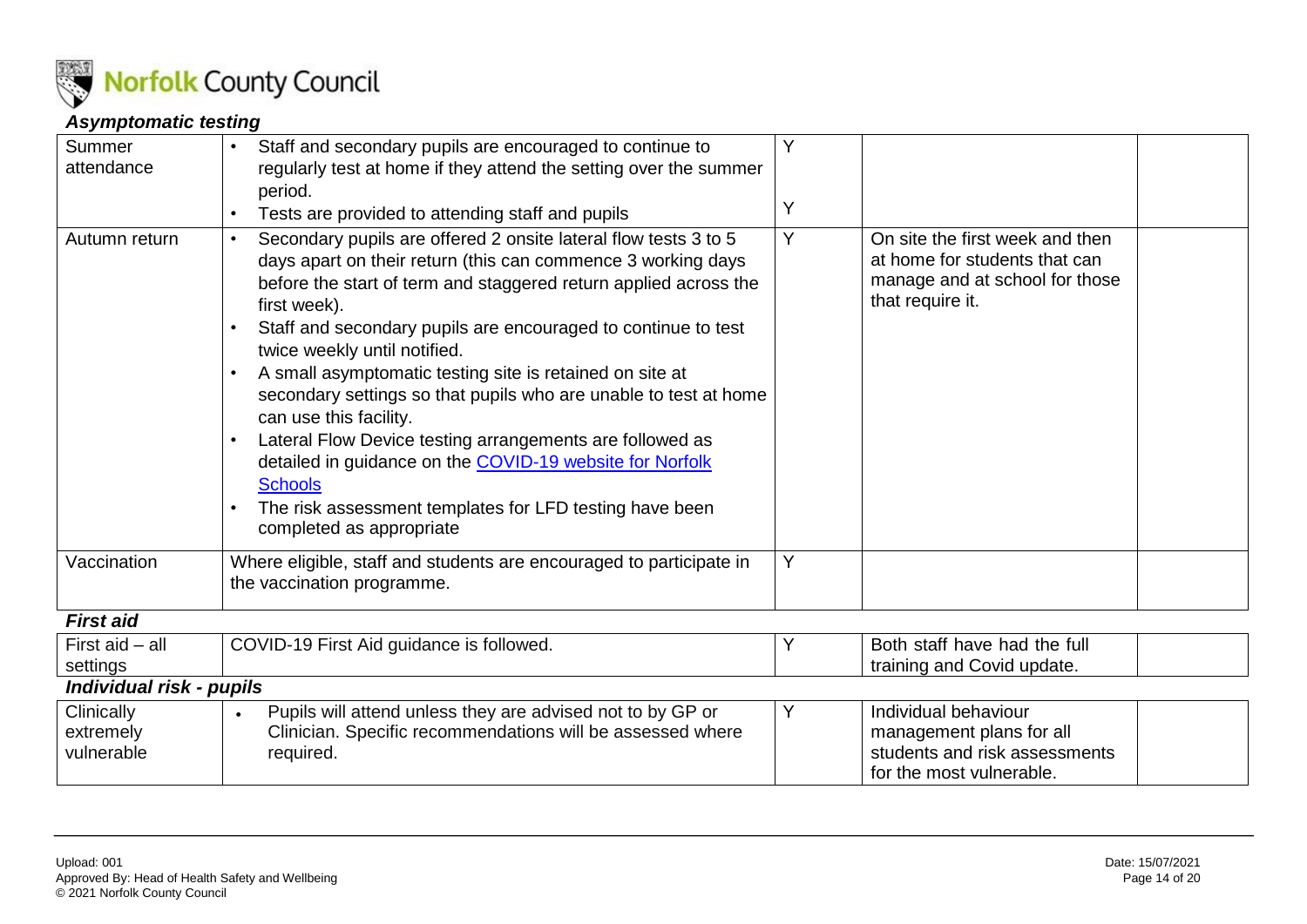### *Asymptomatic testing*

| | | | | |
|---|---|---|---|---|
| Summer attendance | • Staff and secondary pupils are encouraged to continue to regularly test at home if they attend the setting over the summer period.<br>• Tests are provided to attending staff and pupils | Y<br><br>Y | | |
| Autumn return | • Secondary pupils are offered 2 onsite lateral flow tests 3 to 5 days apart on their return (this can commence 3 working days before the start of term and staggered return applied across the first week).<br>• Staff and secondary pupils are encouraged to continue to test twice weekly until notified.<br>• A small asymptomatic testing site is retained on site at secondary settings so that pupils who are unable to test at home can use this facility.<br>• Lateral Flow Device testing arrangements are followed as detailed in guidance on the [COVID-19 website for Norfolk Schools]()<br>• The risk assessment templates for LFD testing have been completed as appropriate | Y | On site the first week and then at home for students that can manage and at school for those that require it. | |
| Vaccination | Where eligible, staff and students are encouraged to participate in the vaccination programme. | Y | | |

### *First aid*

| | | | | |
|---|---|---|---|---|
| First aid – all settings | COVID-19 First Aid guidance is followed. | Y | Both staff have had the full training and Covid update. | |

### *Individual risk - pupils*

| | | | | |
|---|---|---|---|---|
| Clinically extremely vulnerable | • Pupils will attend unless they are advised not to by GP or Clinician. Specific recommendations will be assessed where required. | Y | Individual behaviour management plans for all students and risk assessments for the most vulnerable. | |

Upload: 001
Approved By: Head of Health Safety and Wellbeing
© 2021 Norfolk County Council
Date: 15/07/2021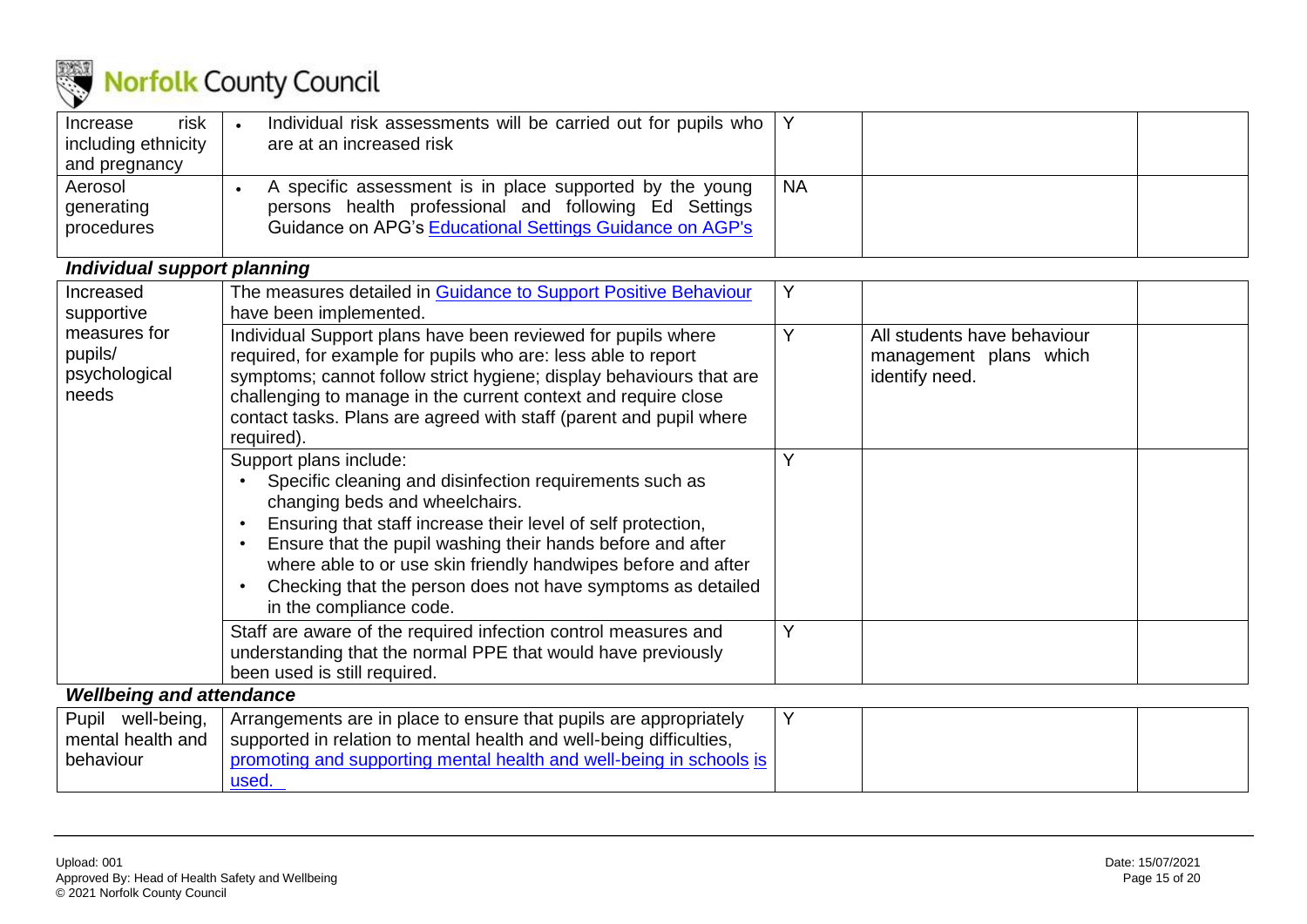| | | | | |
|---|---|---|---|---|
| Increase risk including ethnicity and pregnancy | • Individual risk assessments will be carried out for pupils who are at an increased risk | Y | | |
| Aerosol generating procedures | • A specific assessment is in place supported by the young persons health professional and following Ed Settings Guidance on APG's Educational Settings Guidance on AGP's | NA | | |

### *Individual support planning*

| | | | | |
|---|---|---|---|---|
| Increased supportive measures for pupils/ psychological needs | The measures detailed in Guidance to Support Positive Behaviour have been implemented. | Y | | |
| | Individual Support plans have been reviewed for pupils where required, for example for pupils who are: less able to report symptoms; cannot follow strict hygiene; display behaviours that are challenging to manage in the current context and require close contact tasks. Plans are agreed with staff (parent and pupil where required). | Y | All students have behaviour management plans which identify need. | |
| | Support plans include:<br>• Specific cleaning and disinfection requirements such as changing beds and wheelchairs.<br>• Ensuring that staff increase their level of self protection,<br>• Ensure that the pupil washing their hands before and after where able to or use skin friendly handwipes before and after<br>• Checking that the person does not have symptoms as detailed in the compliance code. | Y | | |
| | Staff are aware of the required infection control measures and understanding that the normal PPE that would have previously been used is still required. | Y | | |

### *Wellbeing and attendance*

| | | | | |
|---|---|---|---|---|
| Pupil well-being, mental health and behaviour | Arrangements are in place to ensure that pupils are appropriately supported in relation to mental health and well-being difficulties, promoting and supporting mental health and well-being in schools is used. | Y | | |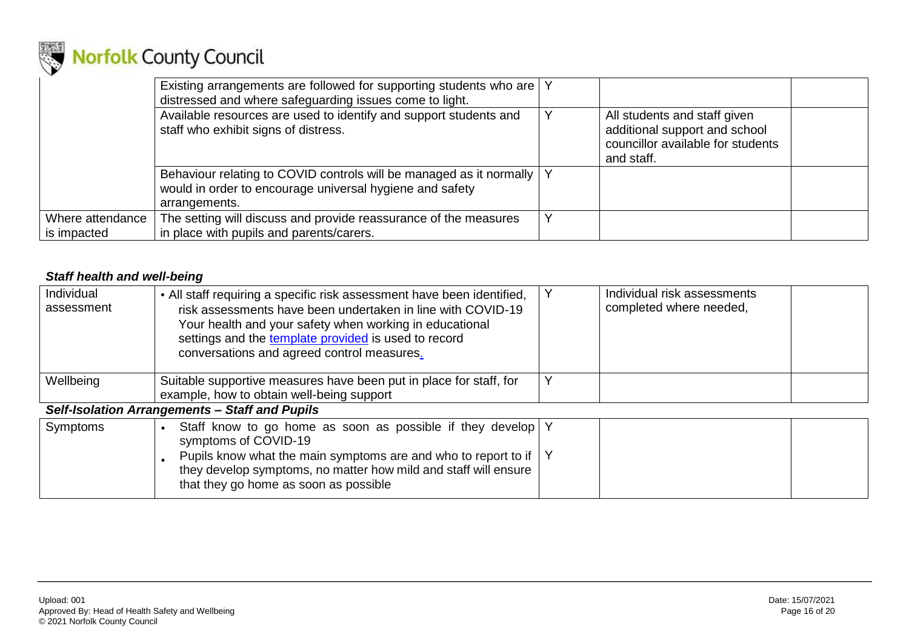| | | | | |
|---|---|---|---|---|
| | Existing arrangements are followed for supporting students who are distressed and where safeguarding issues come to light. | Y | | |
| | Available resources are used to identify and support students and staff who exhibit signs of distress. | Y | All students and staff given additional support and school councillor available for students and staff. | |
| | Behaviour relating to COVID controls will be managed as it normally would in order to encourage universal hygiene and safety arrangements. | Y | | |
| Where attendance is impacted | The setting will discuss and provide reassurance of the measures in place with pupils and parents/carers. | Y | | |

***Staff health and well-being***

| | | | | |
|---|---|---|---|---|
| Individual assessment | • All staff requiring a specific risk assessment have been identified, risk assessments have been undertaken in line with COVID-19 Your health and your safety when working in educational settings and the [template provided](#) is used to record conversations and agreed control measures. | Y | Individual risk assessments completed where needed, | |
| Wellbeing | Suitable supportive measures have been put in place for staff, for example, how to obtain well-being support | Y | | |

***Self-Isolation Arrangements – Staff and Pupils***

| | | | | |
|---|---|---|---|---|
| Symptoms | • Staff know to go home as soon as possible if they develop symptoms of COVID-19<br>• Pupils know what the main symptoms are and who to report to if they develop symptoms, no matter how mild and staff will ensure that they go home as soon as possible | Y<br>Y | | |

Upload: 001
Approved By: Head of Health Safety and Wellbeing
© 2021 Norfolk County Council

Date: 15/07/2021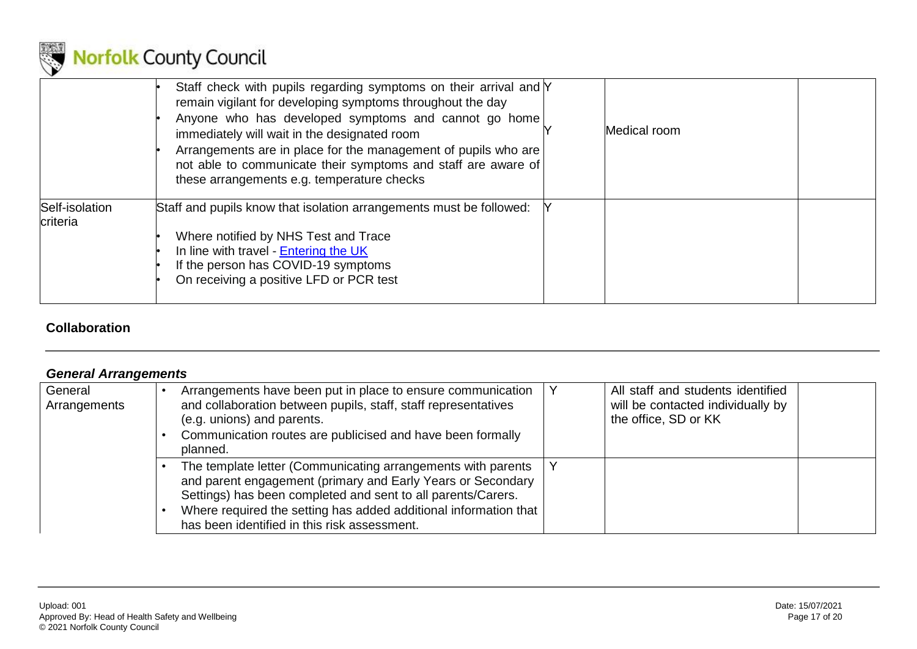| | | | | |
|---|---|---|---|---|
| | • Staff check with pupils regarding symptoms on their arrival and remain vigilant for developing symptoms throughout the day<br>• Anyone who has developed symptoms and cannot go home immediately will wait in the designated room<br>• Arrangements are in place for the management of pupils who are not able to communicate their symptoms and staff are aware of these arrangements e.g. temperature checks | Y<br><br>Y | Medical room | |
| Self-isolation criteria | Staff and pupils know that isolation arrangements must be followed:<br>• Where notified by NHS Test and Trace<br>• In line with travel - Entering the UK<br>• If the person has COVID-19 symptoms<br>• On receiving a positive LFD or PCR test | Y | | |

## Collaboration

### *General Arrangements*

| | | | | |
|---|---|---|---|---|
| General Arrangements | • Arrangements have been put in place to ensure communication and collaboration between pupils, staff, staff representatives (e.g. unions) and parents.<br>• Communication routes are publicised and have been formally planned. | Y | All staff and students identified will be contacted individually by the office, SD or KK | |
| | • The template letter (Communicating arrangements with parents and parent engagement (primary and Early Years or Secondary Settings) has been completed and sent to all parents/Carers.<br>• Where required the setting has added additional information that has been identified in this risk assessment. | Y | | |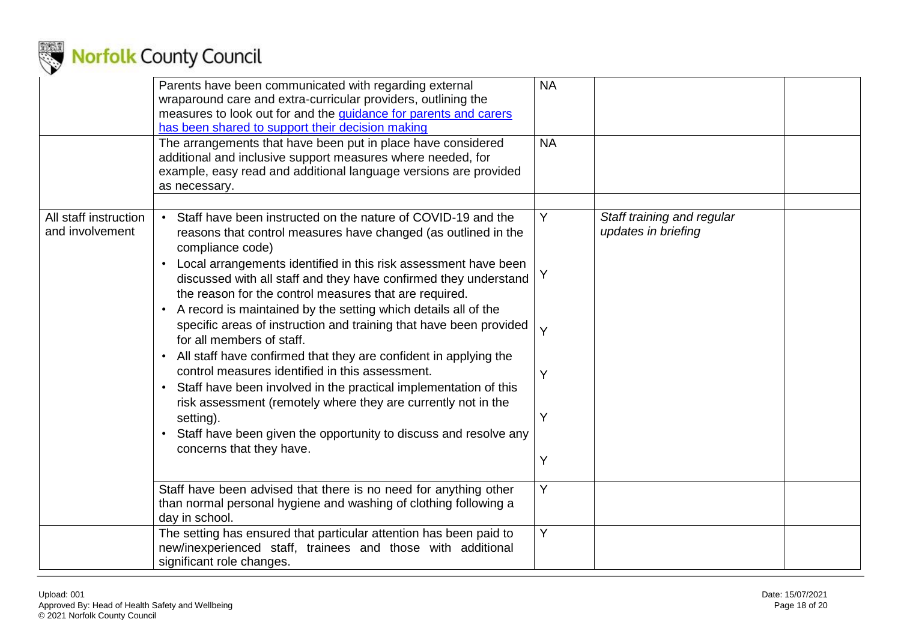| | | | | |
|---|---|---|---|---|
| | Parents have been communicated with regarding external wraparound care and extra-curricular providers, outlining the measures to look out for and the guidance for parents and carers has been shared to support their decision making | NA | | |
| | The arrangements that have been put in place have considered additional and inclusive support measures where needed, for example, easy read and additional language versions are provided as necessary. | NA | | |
| | | | | |
| All staff instruction and involvement | • Staff have been instructed on the nature of COVID-19 and the reasons that control measures have changed (as outlined in the compliance code)<br>• Local arrangements identified in this risk assessment have been discussed with all staff and they have confirmed they understand the reason for the control measures that are required.<br>• A record is maintained by the setting which details all of the specific areas of instruction and training that have been provided for all members of staff.<br>• All staff have confirmed that they are confident in applying the control measures identified in this assessment.<br>• Staff have been involved in the practical implementation of this risk assessment (remotely where they are currently not in the setting).<br>• Staff have been given the opportunity to discuss and resolve any concerns that they have. | Y<br>Y<br>Y<br>Y<br>Y<br>Y | *Staff training and regular updates in briefing* | |
| | Staff have been advised that there is no need for anything other than normal personal hygiene and washing of clothing following a day in school. | Y | | |
| | The setting has ensured that particular attention has been paid to new/inexperienced staff, trainees and those with additional significant role changes. | Y | | |

Upload: 001
Approved By: Head of Health Safety and Wellbeing
© 2021 Norfolk County Council

Date: 15/07/2021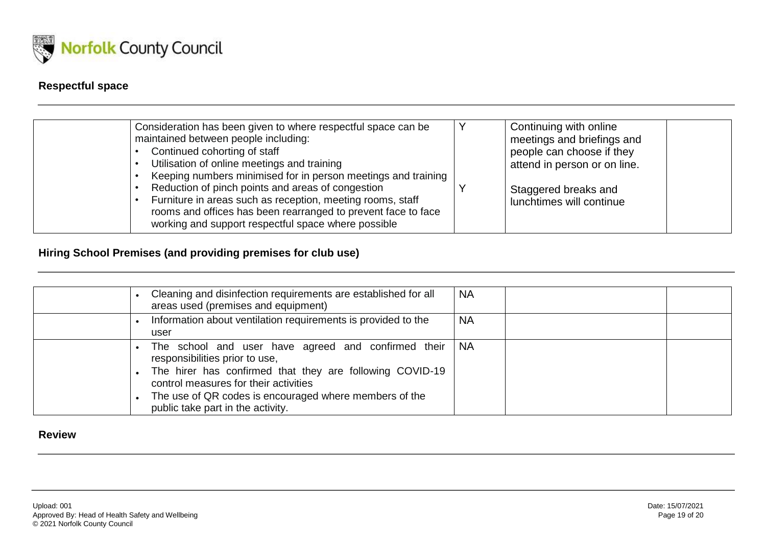### Respectful space

| | | | | |
|---|---|---|---|---|
| | Consideration has been given to where respectful space can be maintained between people including:<br>• Continued cohorting of staff<br>• Utilisation of online meetings and training<br>• Keeping numbers minimised for in person meetings and training<br>• Reduction of pinch points and areas of congestion<br>• Furniture in areas such as reception, meeting rooms, staff rooms and offices has been rearranged to prevent face to face working and support respectful space where possible | Y<br><br><br><br><br>Y | Continuing with online meetings and briefings and people can choose if they attend in person or on line.<br><br>Staggered breaks and lunchtimes will continue | |

### Hiring School Premises (and providing premises for club use)

| | | | | |
|---|---|---|---|---|
| | • Cleaning and disinfection requirements are established for all areas used (premises and equipment) | NA | | |
| | • Information about ventilation requirements is provided to the user | NA | | |
| | • The school and user have agreed and confirmed their responsibilities prior to use,<br>• The hirer has confirmed that they are following COVID-19 control measures for their activities<br>• The use of QR codes is encouraged where members of the public take part in the activity. | NA | | |

### Review

Upload: 001
Approved By: Head of Health Safety and Wellbeing
© 2021 Norfolk County Council

Date: 15/07/2021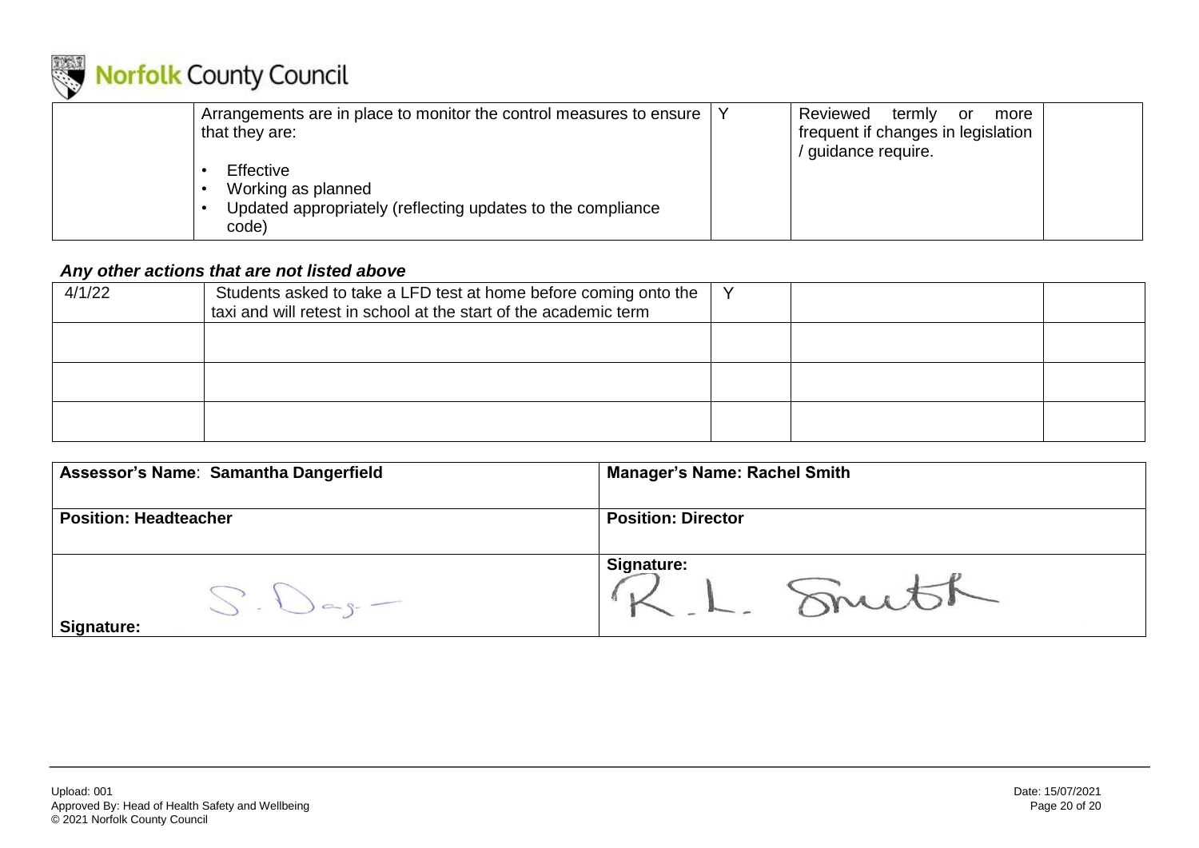| | | | | |
|---|---|---|---|---|
| | Arrangements are in place to monitor the control measures to ensure that they are:<br>• Effective<br>• Working as planned<br>• Updated appropriately (reflecting updates to the compliance code) | Y | Reviewed termly or more frequent if changes in legislation / guidance require. | |

### *Any other actions that are not listed above*

| | | | | |
|---|---|---|---|---|
| 4/1/22 | Students asked to take a LFD test at home before coming onto the taxi and will retest in school at the start of the academic term | Y | | |
| | | | | |
| | | | | |
| | | | | |

| | |
|---|---|
| **Assessor's Name**: **Samantha Dangerfield** | **Manager's Name: Rachel Smith** |
| **Position: Headteacher** | **Position: Director** |
| S. Dag— **Signature:** | **Signature:** R. L. Smith |

Upload: 001
Approved By: Head of Health Safety and Wellbeing
© 2021 Norfolk County Council

Date: 15/07/2021